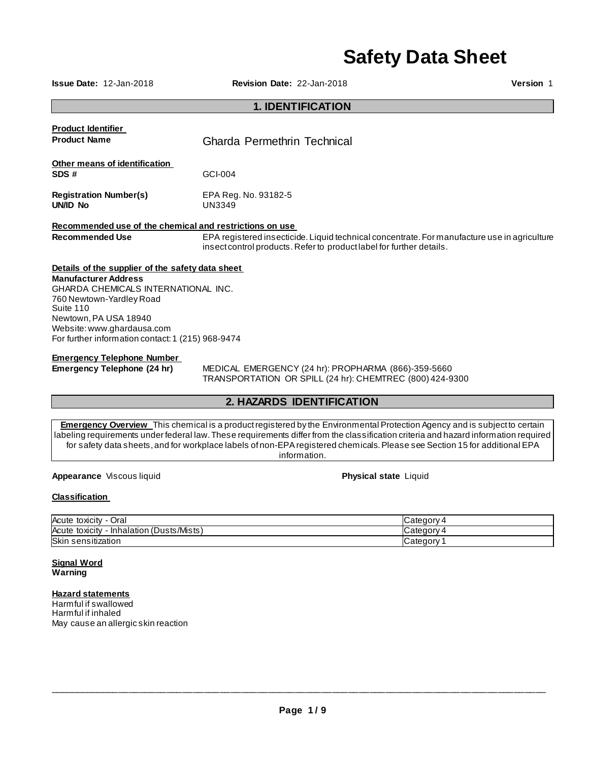# Safety Data Sheet

**Issue Date:** 12-Jan-2018 **Revision Date:** 22-Jan-2018 **Version** 1

## 1. IDENTIFICATION

**Product Identifier**

**Product Name** Gharda Permethrin Technical

**Other means of identification**

**SDS #** GCI-004

**Registration Number(s)** EPA Reg. No. 93182-5

**UN/ID No** UN3349

**Recommended use of the chemical and restrictions on use**

**Recommended Use** EPA registered insecticide. Liquid technical concentrate. For manufacture use in agriculture insect control products. Refer to product label for further details.

**Details of the supplier of the safety data sheet**

**Manufacturer Address**
GHARDA CHEMICALS INTERNATIONAL INC.
760 Newtown-Yardley Road
Suite 110
Newtown, PA USA 18940
Website: www.ghardausa.com
For further information contact: 1 (215) 968-9474

**Emergency Telephone Number**

**Emergency Telephone (24 hr)** MEDICAL EMERGENCY (24 hr): PROPHARMA (866)-359-5660
TRANSPORTATION OR SPILL (24 hr): CHEMTREC (800) 424-9300

## 2. HAZARDS IDENTIFICATION

**Emergency Overview** This chemical is a product registered by the Environmental Protection Agency and is subject to certain labeling requirements under federal law. These requirements differ from the classification criteria and hazard information required for safety data sheets, and for workplace labels of non-EPA registered chemicals. Please see Section 15 for additional EPA information.

**Appearance** Viscous liquid **Physical state** Liquid

**Classification**

| | |
|---|---|
| Acute toxicity - Oral | Category 4 |
| Acute toxicity - Inhalation (Dusts/Mists) | Category 4 |
| Skin sensitization | Category 1 |

**Signal Word**
**Warning**

**Hazard statements**
Harmful if swallowed
Harmful if inhaled
May cause an allergic skin reaction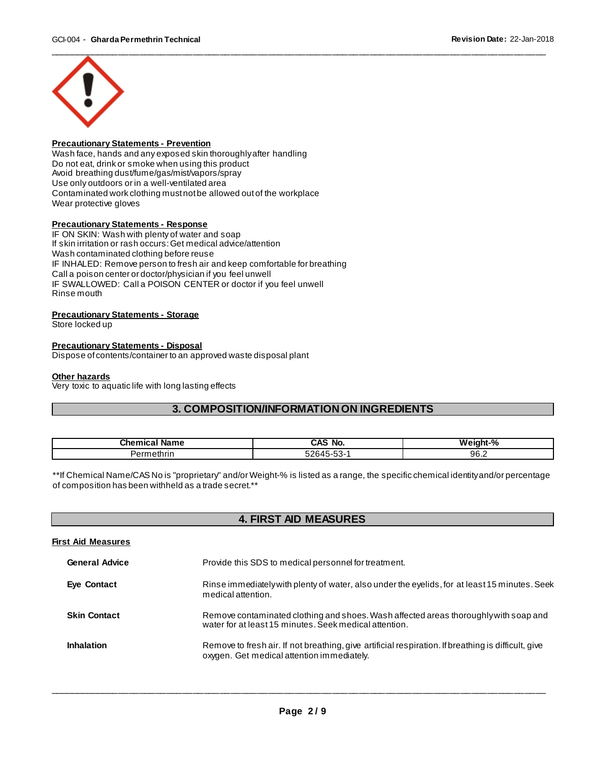**Precautionary Statements - Prevention**

Wash face, hands and any exposed skin thoroughly after handling
Do not eat, drink or smoke when using this product
Avoid breathing dust/fume/gas/mist/vapors/spray
Use only outdoors or in a well-ventilated area
Contaminated work clothing must not be allowed out of the workplace
Wear protective gloves

**Precautionary Statements - Response**

IF ON SKIN: Wash with plenty of water and soap
If skin irritation or rash occurs: Get medical advice/attention
Wash contaminated clothing before reuse
IF INHALED: Remove person to fresh air and keep comfortable for breathing
Call a poison center or doctor/physician if you feel unwell
IF SWALLOWED: Call a POISON CENTER or doctor if you feel unwell
Rinse mouth

**Precautionary Statements - Storage**

Store locked up

**Precautionary Statements - Disposal**

Dispose of contents/container to an approved waste disposal plant

**Other hazards**

Very toxic to aquatic life with long lasting effects

## 3. COMPOSITION/INFORMATION ON INGREDIENTS

| Chemical Name | CAS No. | Weight-% |
|---|---|---|
| Permethrin | 52645-53-1 | 96.2 |

**If Chemical Name/CAS No is "proprietary" and/or Weight-% is listed as a range, the specific chemical identity and/or percentage of composition has been withheld as a trade secret.**

## 4. FIRST AID MEASURES

**First Aid Measures**

**General Advice** Provide this SDS to medical personnel for treatment.

**Eye Contact** Rinse immediately with plenty of water, also under the eyelids, for at least 15 minutes. Seek medical attention.

**Skin Contact** Remove contaminated clothing and shoes. Wash affected areas thoroughly with soap and water for at least 15 minutes. Seek medical attention.

**Inhalation** Remove to fresh air. If not breathing, give artificial respiration. If breathing is difficult, give oxygen. Get medical attention immediately.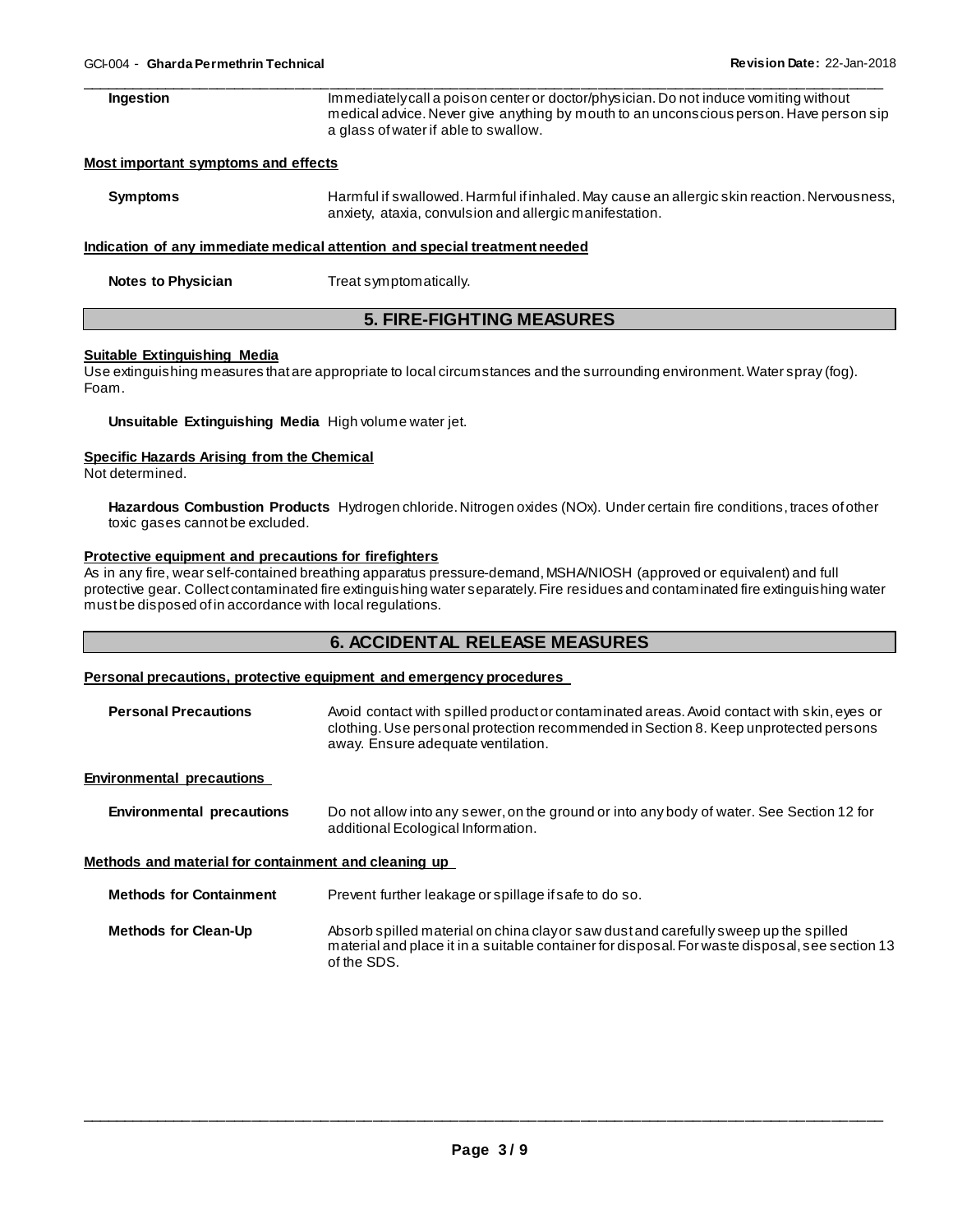**Ingestion** Immediately call a poison center or doctor/physician. Do not induce vomiting without medical advice. Never give anything by mouth to an unconscious person. Have person sip a glass of water if able to swallow.

**Most important symptoms and effects**

**Symptoms** Harmful if swallowed. Harmful if inhaled. May cause an allergic skin reaction. Nervousness, anxiety, ataxia, convulsion and allergic manifestation.

**Indication of any immediate medical attention and special treatment needed**

**Notes to Physician** Treat symptomatically.

## 5. FIRE-FIGHTING MEASURES

**Suitable Extinguishing Media**

Use extinguishing measures that are appropriate to local circumstances and the surrounding environment. Water spray (fog). Foam.

**Unsuitable Extinguishing Media** High volume water jet.

**Specific Hazards Arising from the Chemical**

Not determined.

**Hazardous Combustion Products** Hydrogen chloride. Nitrogen oxides (NOx). Under certain fire conditions, traces of other toxic gases cannot be excluded.

**Protective equipment and precautions for firefighters**

As in any fire, wear self-contained breathing apparatus pressure-demand, MSHA/NIOSH (approved or equivalent) and full protective gear. Collect contaminated fire extinguishing water separately. Fire residues and contaminated fire extinguishing water must be disposed of in accordance with local regulations.

## 6. ACCIDENTAL RELEASE MEASURES

**Personal precautions, protective equipment and emergency procedures**

**Personal Precautions** Avoid contact with spilled product or contaminated areas. Avoid contact with skin, eyes or clothing. Use personal protection recommended in Section 8. Keep unprotected persons away. Ensure adequate ventilation.

**Environmental precautions**

**Environmental precautions** Do not allow into any sewer, on the ground or into any body of water. See Section 12 for additional Ecological Information.

**Methods and material for containment and cleaning up**

**Methods for Containment** Prevent further leakage or spillage if safe to do so.

**Methods for Clean-Up** Absorb spilled material on china clay or saw dust and carefully sweep up the spilled material and place it in a suitable container for disposal. For waste disposal, see section 13 of the SDS.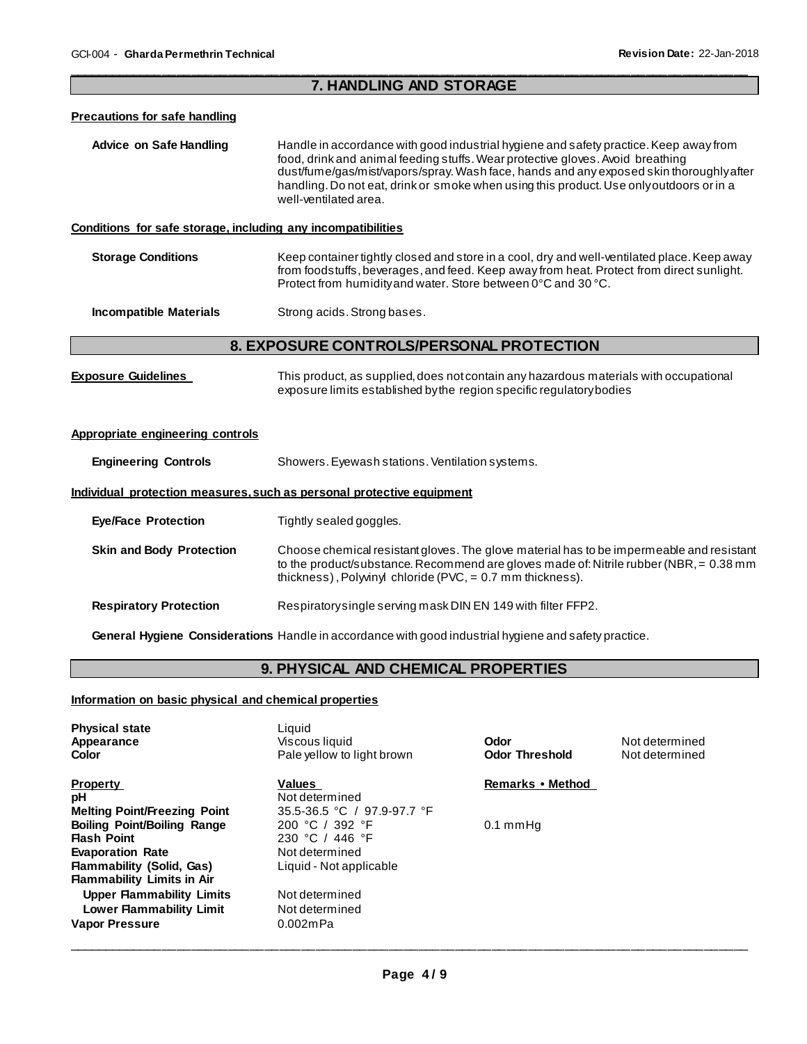## 7. HANDLING AND STORAGE

### Precautions for safe handling

**Advice on Safe Handling** Handle in accordance with good industrial hygiene and safety practice. Keep away from food, drink and animal feeding stuffs. Wear protective gloves. Avoid breathing dust/fume/gas/mist/vapors/spray. Wash face, hands and any exposed skin thoroughly after handling. Do not eat, drink or smoke when using this product. Use only outdoors or in a well-ventilated area.

### Conditions for safe storage, including any incompatibilities

**Storage Conditions** Keep container tightly closed and store in a cool, dry and well-ventilated place. Keep away from foodstuffs, beverages, and feed. Keep away from heat. Protect from direct sunlight. Protect from humidity and water. Store between 0°C and 30 °C.

**Incompatible Materials** Strong acids. Strong bases.

## 8. EXPOSURE CONTROLS/PERSONAL PROTECTION

**Exposure Guidelines** This product, as supplied, does not contain any hazardous materials with occupational exposure limits established by the region specific regulatory bodies

### Appropriate engineering controls

**Engineering Controls** Showers. Eyewash stations. Ventilation systems.

### Individual protection measures, such as personal protective equipment

**Eye/Face Protection** Tightly sealed goggles.

**Skin and Body Protection** Choose chemical resistant gloves. The glove material has to be impermeable and resistant to the product/substance. Recommend are gloves made of: Nitrile rubber (NBR, = 0.38 mm thickness), Polyvinyl chloride (PVC, = 0.7 mm thickness).

**Respiratory Protection** Respiratory single serving mask DIN EN 149 with filter FFP2.

**General Hygiene Considerations** Handle in accordance with good industrial hygiene and safety practice.

## 9. PHYSICAL AND CHEMICAL PROPERTIES

### Information on basic physical and chemical properties

| | | | |
|---|---|---|---|
| **Physical state** | Liquid | | |
| **Appearance** | Viscous liquid | **Odor** | Not determined |
| **Color** | Pale yellow to light brown | **Odor Threshold** | Not determined |

| **Property** | **Values** | **Remarks • Method** |
|---|---|---|
| **pH** | Not determined | |
| **Melting Point/Freezing Point** | 35.5-36.5 °C / 97.9-97.7 °F | |
| **Boiling Point/Boiling Range** | 200 °C / 392 °F | 0.1 mmHg |
| **Flash Point** | 230 °C / 446 °F | |
| **Evaporation Rate** | Not determined | |
| **Flammability (Solid, Gas)** | Liquid - Not applicable | |
| **Flammability Limits in Air** | | |
| **Upper Flammability Limits** | Not determined | |
| **Lower Flammability Limit** | Not determined | |
| **Vapor Pressure** | 0.002mPa | |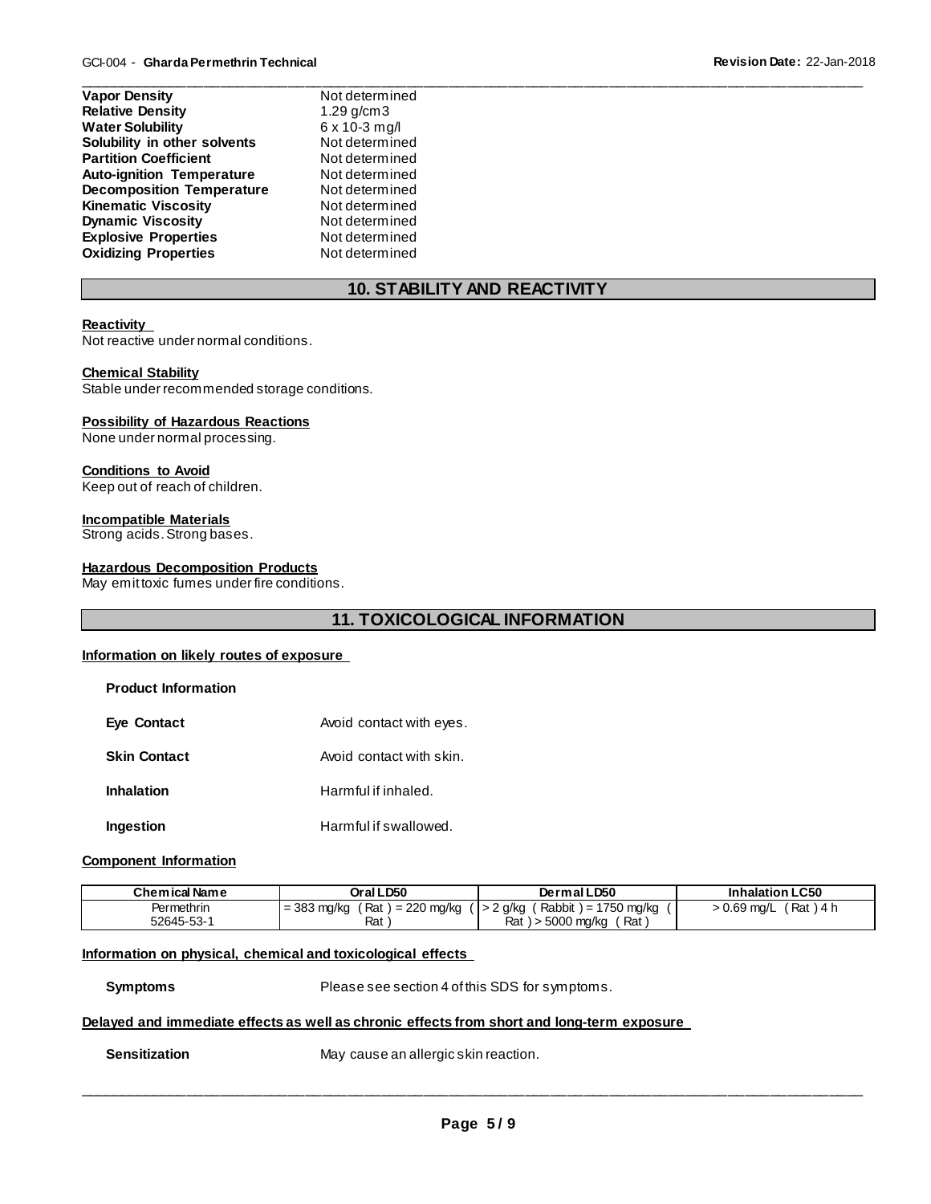| | |
|---|---|
| **Vapor Density** | Not determined |
| **Relative Density** | 1.29 g/cm3 |
| **Water Solubility** | 6 x 10-3 mg/l |
| **Solubility in other solvents** | Not determined |
| **Partition Coefficient** | Not determined |
| **Auto-ignition Temperature** | Not determined |
| **Decomposition Temperature** | Not determined |
| **Kinematic Viscosity** | Not determined |
| **Dynamic Viscosity** | Not determined |
| **Explosive Properties** | Not determined |
| **Oxidizing Properties** | Not determined |

## 10. STABILITY AND REACTIVITY

**Reactivity**
Not reactive under normal conditions.

**Chemical Stability**
Stable under recommended storage conditions.

**Possibility of Hazardous Reactions**
None under normal processing.

**Conditions to Avoid**
Keep out of reach of children.

**Incompatible Materials**
Strong acids. Strong bases.

**Hazardous Decomposition Products**
May emit toxic fumes under fire conditions.

## 11. TOXICOLOGICAL INFORMATION

**Information on likely routes of exposure**

**Product Information**

| | |
|---|---|
| **Eye Contact** | Avoid contact with eyes. |
| **Skin Contact** | Avoid contact with skin. |
| **Inhalation** | Harmful if inhaled. |
| **Ingestion** | Harmful if swallowed. |

**Component Information**

| Chemical Name | Oral LD50 | Dermal LD50 | Inhalation LC50 |
|---|---|---|---|
| Permethrin 52645-53-1 | = 383 mg/kg ( Rat ) = 220 mg/kg ( Rat ) | > 2 g/kg ( Rabbit ) = 1750 mg/kg ( Rat ) > 5000 mg/kg ( Rat ) | > 0.69 mg/L ( Rat ) 4 h |

**Information on physical, chemical and toxicological effects**

**Symptoms** Please see section 4 of this SDS for symptoms.

**Delayed and immediate effects as well as chronic effects from short and long-term exposure**

**Sensitization** May cause an allergic skin reaction.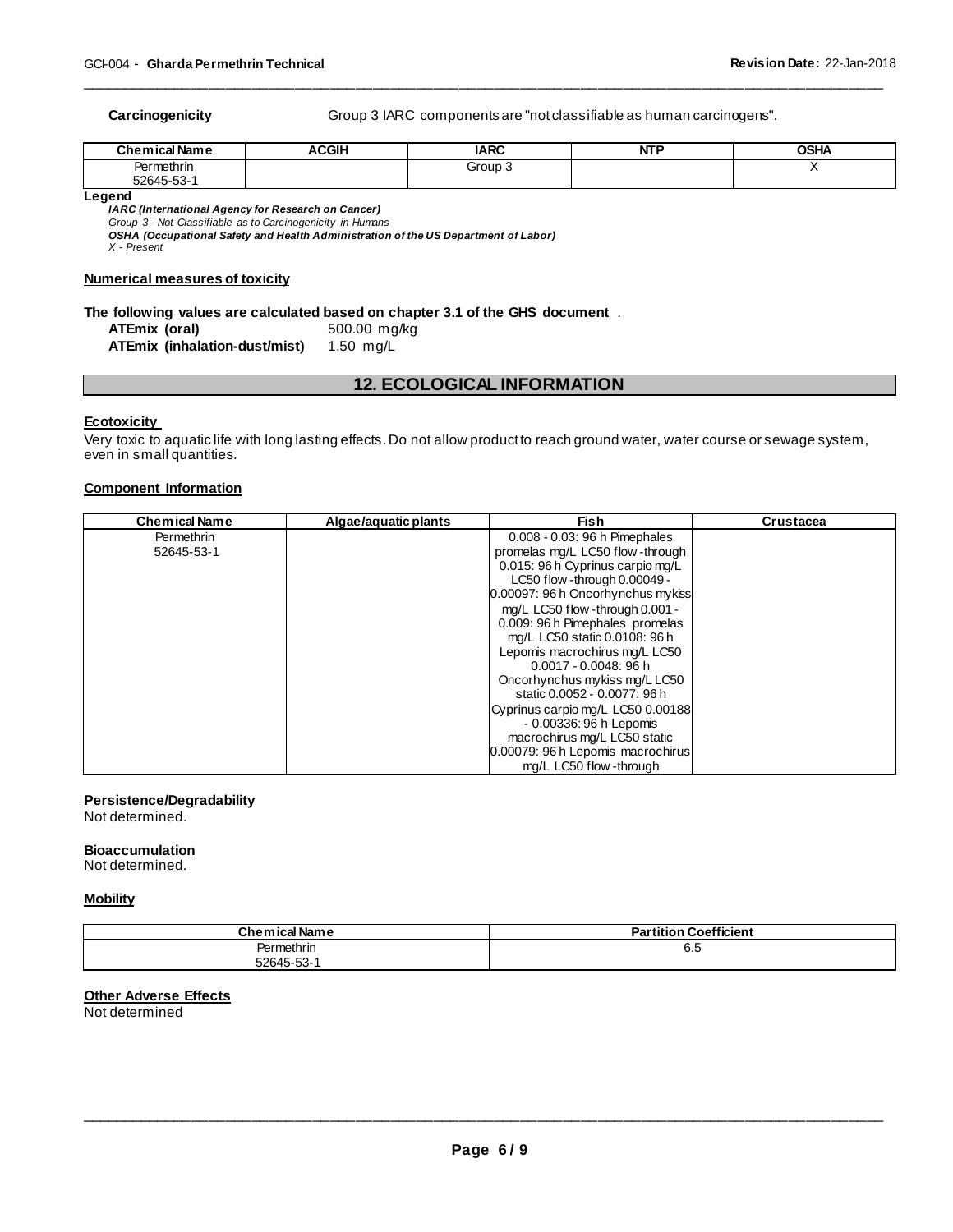**Carcinogenicity** Group 3 IARC components are "not classifiable as human carcinogens".

| Chemical Name | ACGIH | IARC | NTP | OSHA |
|---|---|---|---|---|
| Permethrin 52645-53-1 | | Group 3 | | X |

**Legend**

***IARC (International Agency for Research on Cancer)***
*Group 3 - Not Classifiable as to Carcinogenicity in Humans*
***OSHA (Occupational Safety and Health Administration of the US Department of Labor)***
*X - Present*

**Numerical measures of toxicity**

**The following values are calculated based on chapter 3.1 of the GHS document** .

**ATEmix (oral)** 500.00 mg/kg
**ATEmix (inhalation-dust/mist)** 1.50 mg/L

## 12. ECOLOGICAL INFORMATION

**Ecotoxicity**

Very toxic to aquatic life with long lasting effects. Do not allow product to reach ground water, water course or sewage system, even in small quantities.

**Component Information**

| Chemical Name | Algae/aquatic plants | Fish | Crustacea |
|---|---|---|---|
| Permethrin 52645-53-1 | | 0.008 - 0.03: 96 h Pimephales promelas mg/L LC50 flow-through 0.015: 96 h Cyprinus carpio mg/L LC50 flow-through 0.00049 - 0.00097: 96 h Oncorhynchus mykiss mg/L LC50 flow-through 0.001 - 0.009: 96 h Pimephales promelas mg/L LC50 static 0.0108: 96 h Lepomis macrochirus mg/L LC50 0.0017 - 0.0048: 96 h Oncorhynchus mykiss mg/L LC50 static 0.0052 - 0.0077: 96 h Cyprinus carpio mg/L LC50 0.00188 - 0.00336: 96 h Lepomis macrochirus mg/L LC50 static 0.00079: 96 h Lepomis macrochirus mg/L LC50 flow-through | |

**Persistence/Degradability**

Not determined.

**Bioaccumulation**

Not determined.

**Mobility**

| Chemical Name | Partition Coefficient |
|---|---|
| Permethrin 52645-53-1 | 6.5 |

**Other Adverse Effects**

Not determined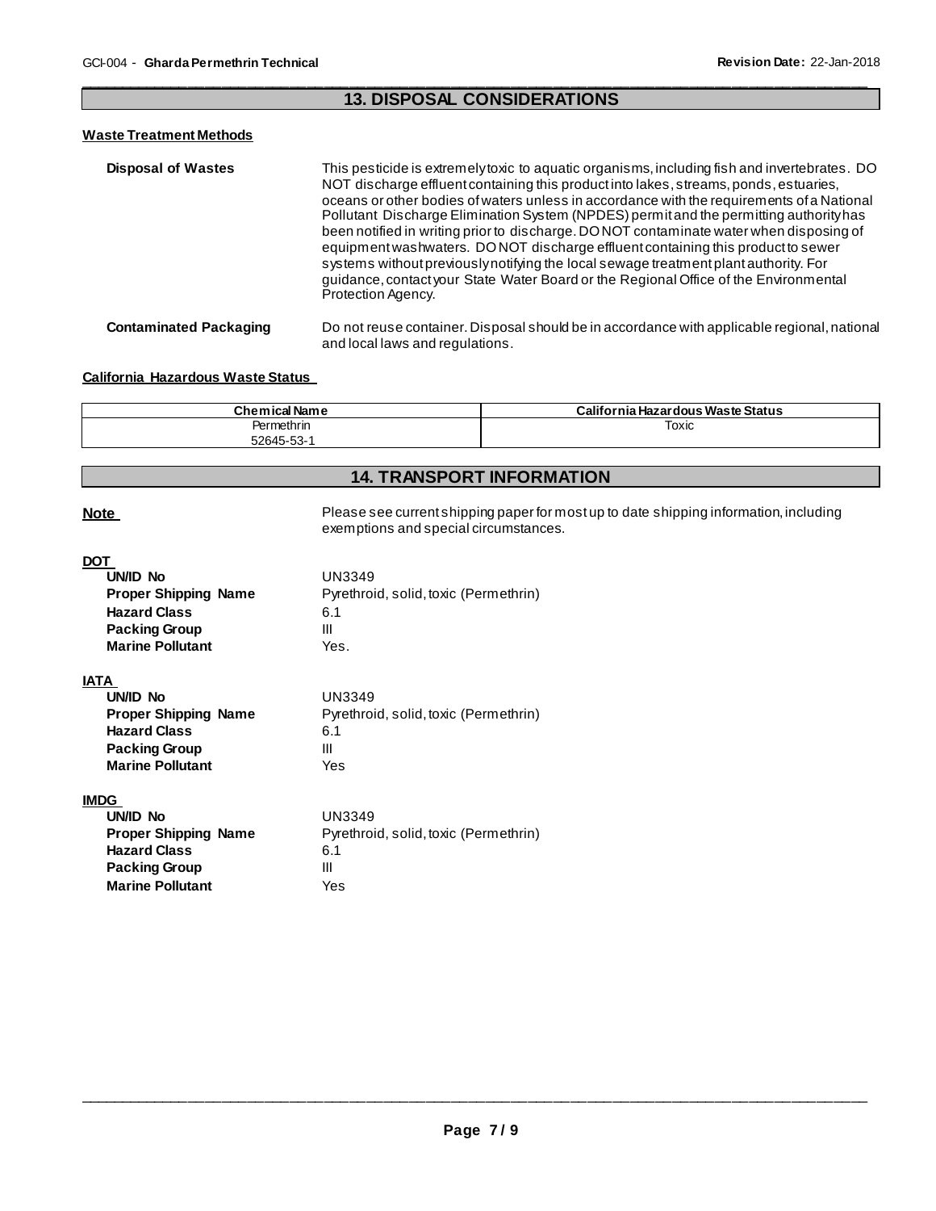## 13. DISPOSAL CONSIDERATIONS

### Waste Treatment Methods

**Disposal of Wastes**

This pesticide is extremely toxic to aquatic organisms, including fish and invertebrates. DO NOT discharge effluent containing this product into lakes, streams, ponds, estuaries, oceans or other bodies of waters unless in accordance with the requirements of a National Pollutant Discharge Elimination System (NPDES) permit and the permitting authority has been notified in writing prior to discharge. DO NOT contaminate water when disposing of equipment washwaters. DO NOT discharge effluent containing this product to sewer systems without previously notifying the local sewage treatment plant authority. For guidance, contact your State Water Board or the Regional Office of the Environmental Protection Agency.

**Contaminated Packaging**

Do not reuse container. Disposal should be in accordance with applicable regional, national and local laws and regulations.

### California Hazardous Waste Status

| Chemical Name | California Hazardous Waste Status |
|---|---|
| Permethrin<br>52645-53-1 | Toxic |

## 14. TRANSPORT INFORMATION

**Note**

Please see current shipping paper for most up to date shipping information, including exemptions and special circumstances.

**DOT**

| | |
|---|---|
| **UN/ID No** | UN3349 |
| **Proper Shipping Name** | Pyrethroid, solid, toxic (Permethrin) |
| **Hazard Class** | 6.1 |
| **Packing Group** | III |
| **Marine Pollutant** | Yes. |

**IATA**

| | |
|---|---|
| **UN/ID No** | UN3349 |
| **Proper Shipping Name** | Pyrethroid, solid, toxic (Permethrin) |
| **Hazard Class** | 6.1 |
| **Packing Group** | III |
| **Marine Pollutant** | Yes |

**IMDG**

| | |
|---|---|
| **UN/ID No** | UN3349 |
| **Proper Shipping Name** | Pyrethroid, solid, toxic (Permethrin) |
| **Hazard Class** | 6.1 |
| **Packing Group** | III |
| **Marine Pollutant** | Yes |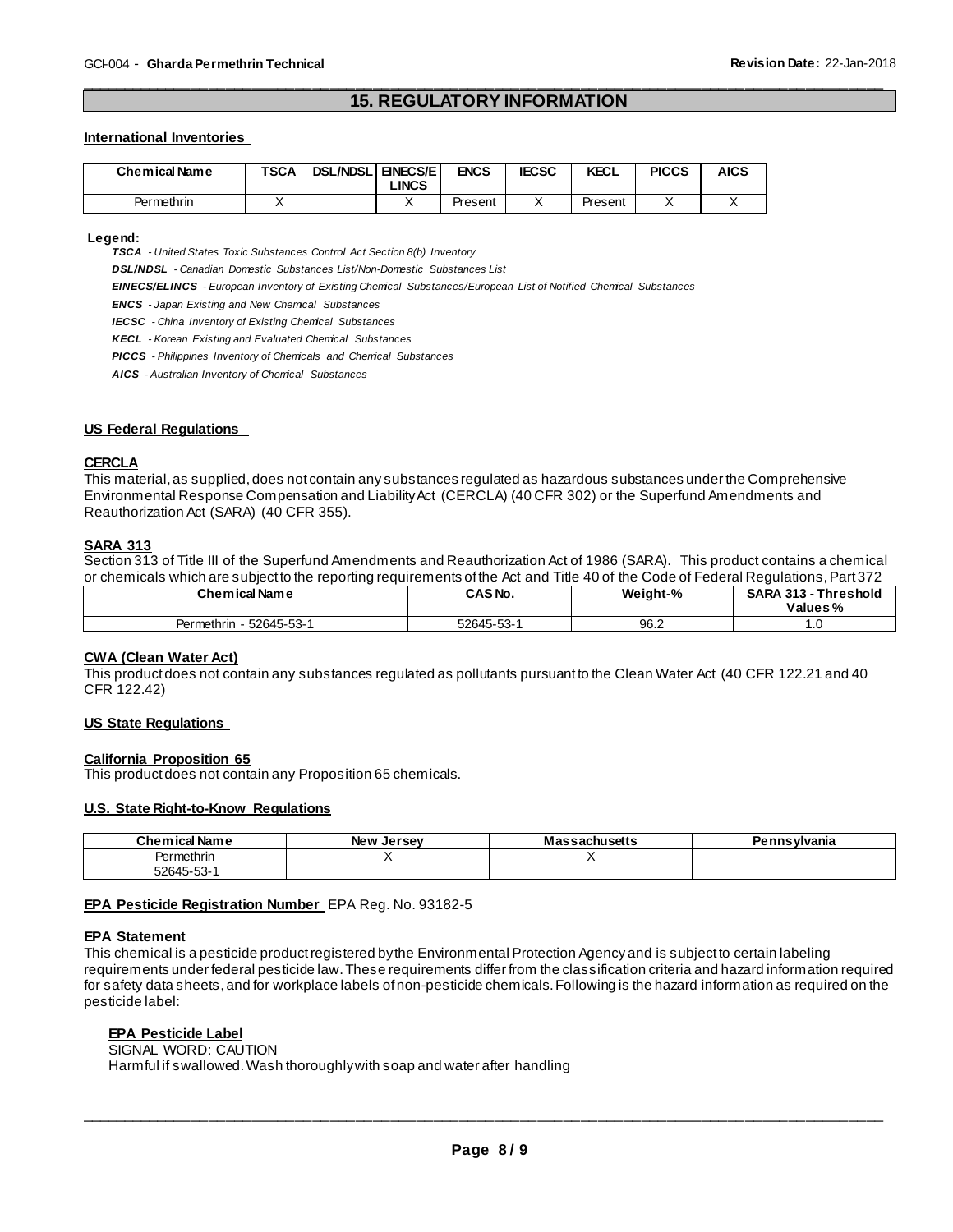## 15. REGULATORY INFORMATION

### International Inventories

| Chemical Name | TSCA | DSL/NDSL | EINECS/ELINCS | ENCS | IECSC | KECL | PICCS | AICS |
|---|---|---|---|---|---|---|---|---|
| Permethrin | X | | X | Present | X | Present | X | X |

**Legend:**

***TSCA*** *- United States Toxic Substances Control Act Section 8(b) Inventory*

***DSL/NDSL*** *- Canadian Domestic Substances List/Non-Domestic Substances List*

***EINECS/ELINCS*** *- European Inventory of Existing Chemical Substances/European List of Notified Chemical Substances*

***ENCS*** *- Japan Existing and New Chemical Substances*

***IECSC*** *- China Inventory of Existing Chemical Substances*

***KECL*** *- Korean Existing and Evaluated Chemical Substances*

***PICCS*** *- Philippines Inventory of Chemicals and Chemical Substances*

***AICS*** *- Australian Inventory of Chemical Substances*

### US Federal Regulations

#### CERCLA

This material, as supplied, does not contain any substances regulated as hazardous substances under the Comprehensive Environmental Response Compensation and Liability Act (CERCLA) (40 CFR 302) or the Superfund Amendments and Reauthorization Act (SARA) (40 CFR 355).

#### SARA 313

Section 313 of Title III of the Superfund Amendments and Reauthorization Act of 1986 (SARA). This product contains a chemical or chemicals which are subject to the reporting requirements of the Act and Title 40 of the Code of Federal Regulations, Part 372

| Chemical Name | CAS No. | Weight-% | SARA 313 - Threshold Values % |
|---|---|---|---|
| Permethrin - 52645-53-1 | 52645-53-1 | 96.2 | 1.0 |

#### CWA (Clean Water Act)

This product does not contain any substances regulated as pollutants pursuant to the Clean Water Act (40 CFR 122.21 and 40 CFR 122.42)

### US State Regulations

#### California Proposition 65

This product does not contain any Proposition 65 chemicals.

#### U.S. State Right-to-Know Regulations

| Chemical Name | New Jersey | Massachusetts | Pennsylvania |
|---|---|---|---|
| Permethrin 52645-53-1 | X | X | |

**EPA Pesticide Registration Number** EPA Reg. No. 93182-5

#### EPA Statement

This chemical is a pesticide product registered by the Environmental Protection Agency and is subject to certain labeling requirements under federal pesticide law. These requirements differ from the classification criteria and hazard information required for safety data sheets, and for workplace labels of non-pesticide chemicals. Following is the hazard information as required on the pesticide label:

**EPA Pesticide Label**

SIGNAL WORD: CAUTION

Harmful if swallowed. Wash thoroughly with soap and water after handling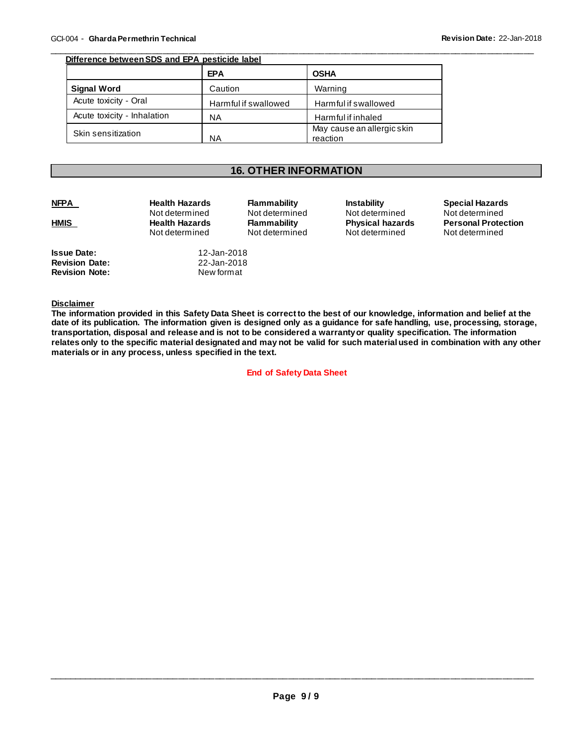**Difference between SDS and EPA pesticide label**

| | EPA | OSHA |
|---|---|---|
| **Signal Word** | Caution | Warning |
| Acute toxicity - Oral | Harmful if swallowed | Harmful if swallowed |
| Acute toxicity - Inhalation | NA | Harmful if inhaled |
| Skin sensitization | NA | May cause an allergic skin reaction |

## 16. OTHER INFORMATION

| | | | | |
|---|---|---|---|---|
| **NFPA** | **Health Hazards** Not determined | **Flammability** Not determined | **Instability** Not determined | **Special Hazards** Not determined |
| **HMIS** | **Health Hazards** Not determined | **Flammability** Not determined | **Physical hazards** Not determined | **Personal Protection** Not determined |

**Issue Date:** 12-Jan-2018
**Revision Date:** 22-Jan-2018
**Revision Note:** New format

**Disclaimer**

**The information provided in this Safety Data Sheet is correct to the best of our knowledge, information and belief at the date of its publication. The information given is designed only as a guidance for safe handling, use, processing, storage, transportation, disposal and release and is not to be considered a warranty or quality specification. The information relates only to the specific material designated and may not be valid for such material used in combination with any other materials or in any process, unless specified in the text.**

**End of Safety Data Sheet**